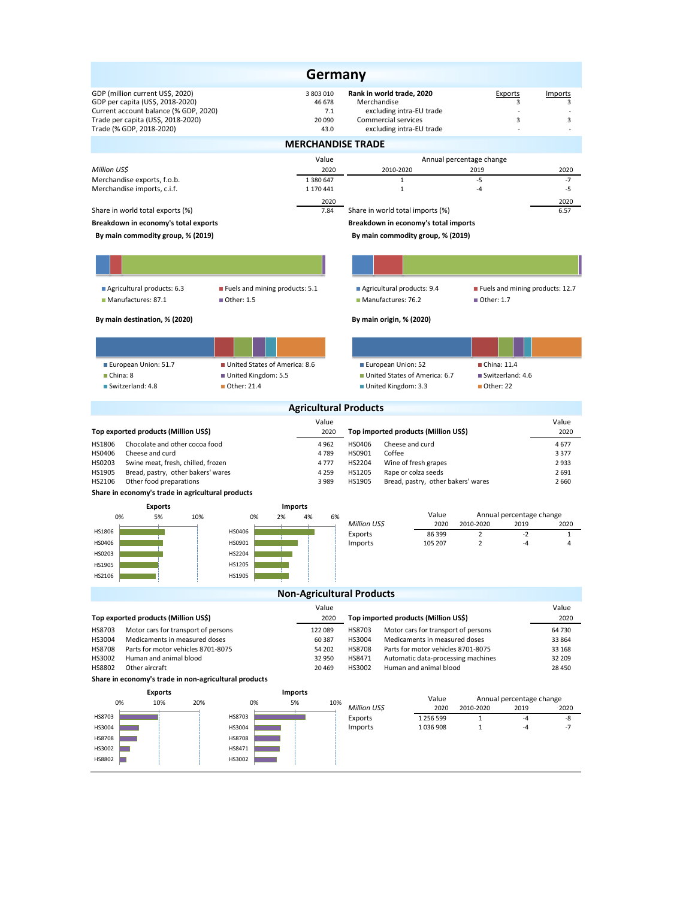# Germany

| | | Rank in world trade, 2020 | Exports | Imports |
|---|---|---|---|---|
| GDP (million current US$, 2020) | 3 803 010 | Merchandise | 3 | 3 |
| GDP per capita (US$, 2018-2020) | 46 678 | excluding intra-EU trade | - | - |
| Current account balance (% GDP, 2020) | 7.1 | Commercial services | 3 | 3 |
| Trade per capita (US$, 2018-2020) | 20 090 | excluding intra-EU trade | - | - |
| Trade (% GDP, 2018-2020) | 43.0 | | | |

## MERCHANDISE TRADE

| Million US$ | Value 2020 | Annual percentage change 2010-2020 | 2019 | 2020 |
|---|---|---|---|---|
| Merchandise exports, f.o.b. | 1 380 647 | 1 | -5 | -7 |
| Merchandise imports, c.i.f. | 1 170 441 | 1 | -4 | -5 |

| | 2020 | | 2020 |
|---|---|---|---|
| Share in world total exports (%) | 7.84 | Share in world total imports (%) | 6.57 |

**Breakdown in economy's total exports**

**By main commodity group, % (2019)**

- Agricultural products: 6.3
- Fuels and mining products: 5.1
- Manufactures: 87.1
- Other: 1.5

**By main destination, % (2020)**

- European Union: 51.7
- United States of America: 8.6
- China: 8
- United Kingdom: 5.5
- Switzerland: 4.8
- Other: 21.4

**Breakdown in economy's total imports**

**By main commodity group, % (2019)**

- Agricultural products: 9.4
- Fuels and mining products: 12.7
- Manufactures: 76.2
- Other: 1.7

**By main origin, % (2020)**

- European Union: 52
- China: 11.4
- United States of America: 6.7
- Switzerland: 4.6
- United Kingdom: 3.3
- Other: 22

## Agricultural Products

| Top exported products (Million US$) | | Value 2020 |
|---|---|---|
| HS1806 | Chocolate and other cocoa food | 4 962 |
| HS0406 | Cheese and curd | 4 789 |
| HS0203 | Swine meat, fresh, chilled, frozen | 4 777 |
| HS1905 | Bread, pastry, other bakers' wares | 4 259 |
| HS2106 | Other food preparations | 3 989 |

| Top imported products (Million US$) | | Value 2020 |
|---|---|---|
| HS0406 | Cheese and curd | 4 677 |
| HS0901 | Coffee | 3 377 |
| HS2204 | Wine of fresh grapes | 2 933 |
| HS1205 | Rape or colza seeds | 2 691 |
| HS1905 | Bread, pastry, other bakers' wares | 2 660 |

**Share in economy's trade in agricultural products**

| Million US$ | Value 2020 | Annual percentage change 2010-2020 | 2019 | 2020 |
|---|---|---|---|---|
| Exports | 86 399 | 2 | -2 | 1 |
| Imports | 105 207 | 2 | -4 | 4 |

## Non-Agricultural Products

| Top exported products (Million US$) | | Value 2020 |
|---|---|---|
| HS8703 | Motor cars for transport of persons | 122 089 |
| HS3004 | Medicaments in measured doses | 60 387 |
| HS8708 | Parts for motor vehicles 8701-8075 | 54 202 |
| HS3002 | Human and animal blood | 32 950 |
| HS8802 | Other aircraft | 20 469 |

| Top imported products (Million US$) | | Value 2020 |
|---|---|---|
| HS8703 | Motor cars for transport of persons | 64 730 |
| HS3004 | Medicaments in measured doses | 33 864 |
| HS8708 | Parts for motor vehicles 8701-8075 | 33 168 |
| HS8471 | Automatic data-processing machines | 32 209 |
| HS3002 | Human and animal blood | 28 450 |

**Share in economy's trade in non-agricultural products**

| Million US$ | Value 2020 | Annual percentage change 2010-2020 | 2019 | 2020 |
|---|---|---|---|---|
| Exports | 1 256 599 | 1 | -4 | -8 |
| Imports | 1 036 908 | 1 | -4 | -7 |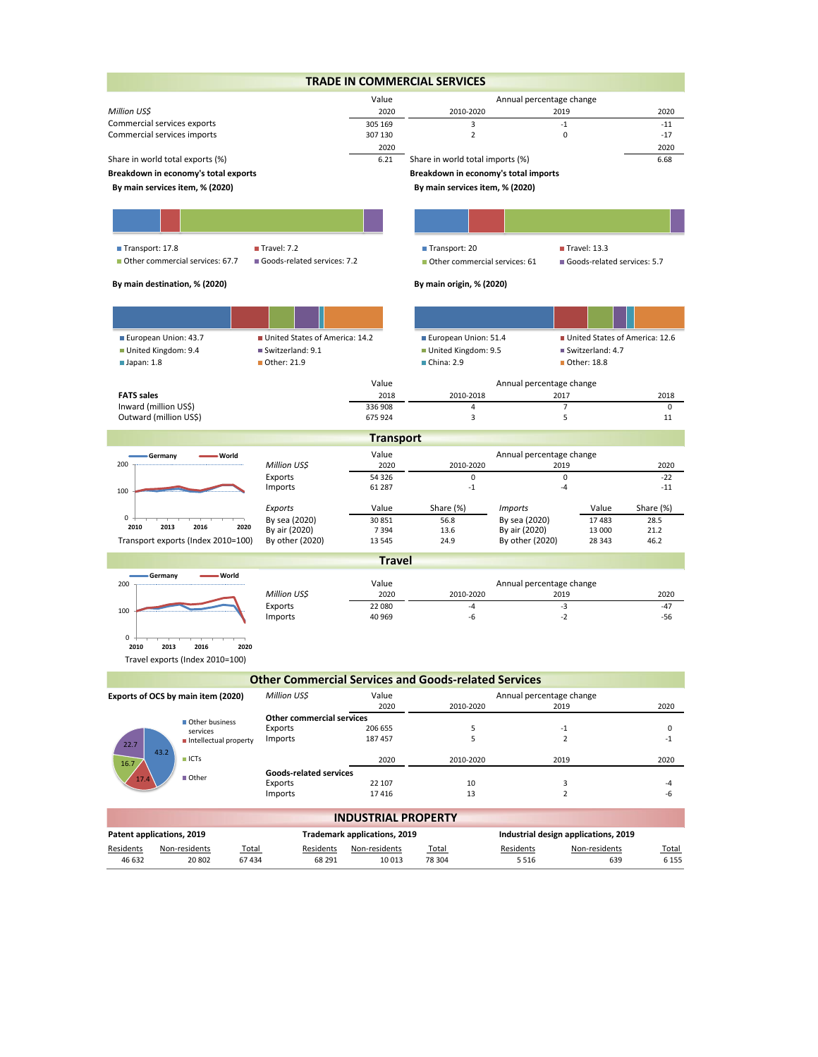## TRADE IN COMMERCIAL SERVICES

| Million US$ | Value 2020 | Annual percentage change 2010-2020 | 2019 | 2020 |
|---|---|---|---|---|
| Commercial services exports | 305 169 | 3 | -1 | -11 |
| Commercial services imports | 307 130 | 2 | 0 | -17 |

| | 2020 | | 2020 |
|---|---|---|---|
| Share in world total exports (%) | 6.21 | Share in world total imports (%) | 6.68 |

**Breakdown in economy's total exports**

**By main services item, % (2020)**

Transport: 17.8
Travel: 7.2
Other commercial services: 67.7
Goods-related services: 7.2

**Breakdown in economy's total imports**

**By main services item, % (2020)**

Transport: 20
Travel: 13.3
Other commercial services: 61
Goods-related services: 5.7

**By main destination, % (2020)**

European Union: 43.7
United States of America: 14.2
United Kingdom: 9.4
Switzerland: 9.1
Japan: 1.8
Other: 21.9

**By main origin, % (2020)**

European Union: 51.4
United States of America: 12.6
United Kingdom: 9.5
Switzerland: 4.7
China: 2.9
Other: 18.8

| FATS sales | Value 2018 | Annual percentage change 2010-2018 | 2017 | 2018 |
|---|---|---|---|---|
| Inward (million US$) | 336 908 | 4 | 7 | 0 |
| Outward (million US$) | 675 924 | 3 | 5 | 11 |

## Transport

Germany
World
200
100
0
2010 2013 2016 2020
Transport exports (Index 2010=100)

| Million US$ | Value 2020 | Annual percentage change 2010-2020 | 2019 | 2020 |
|---|---|---|---|---|
| Exports | 54 326 | 0 | 0 | -22 |
| Imports | 61 287 | -1 | -4 | -11 |

| Exports | Value | Share (%) | Imports | Value | Share (%) |
|---|---|---|---|---|---|
| By sea (2020) | 30 851 | 56.8 | By sea (2020) | 17 483 | 28.5 |
| By air (2020) | 7 394 | 13.6 | By air (2020) | 13 000 | 21.2 |
| By other (2020) | 13 545 | 24.9 | By other (2020) | 28 343 | 46.2 |

## Travel

Germany
World
200
100
0
2010 2013 2016 2020
Travel exports (Index 2010=100)

| Million US$ | Value 2020 | Annual percentage change 2010-2020 | 2019 | 2020 |
|---|---|---|---|---|
| Exports | 22 080 | -4 | -3 | -47 |
| Imports | 40 969 | -6 | -2 | -56 |

## Other Commercial Services and Goods-related Services

**Exports of OCS by main item (2020)**

Other business services: 43.2
Intellectual property: 17.4
ICTs: 16.7
Other: 22.7

| Million US$ | Value 2020 | Annual percentage change 2010-2020 | 2019 | 2020 |
|---|---|---|---|---|
| **Other commercial services** | | | | |
| Exports | 206 655 | 5 | -1 | 0 |
| Imports | 187 457 | 5 | 2 | -1 |
| **Goods-related services** | | | | |
| Exports | 22 107 | 10 | 3 | -4 |
| Imports | 17 416 | 13 | 2 | -6 |

## INDUSTRIAL PROPERTY

| Patent applications, 2019 | | | Trademark applications, 2019 | | | Industrial design applications, 2019 | | |
|---|---|---|---|---|---|---|---|---|
| Residents | Non-residents | Total | Residents | Non-residents | Total | Residents | Non-residents | Total |
| 46 632 | 20 802 | 67 434 | 68 291 | 10 013 | 78 304 | 5 516 | 639 | 6 155 |